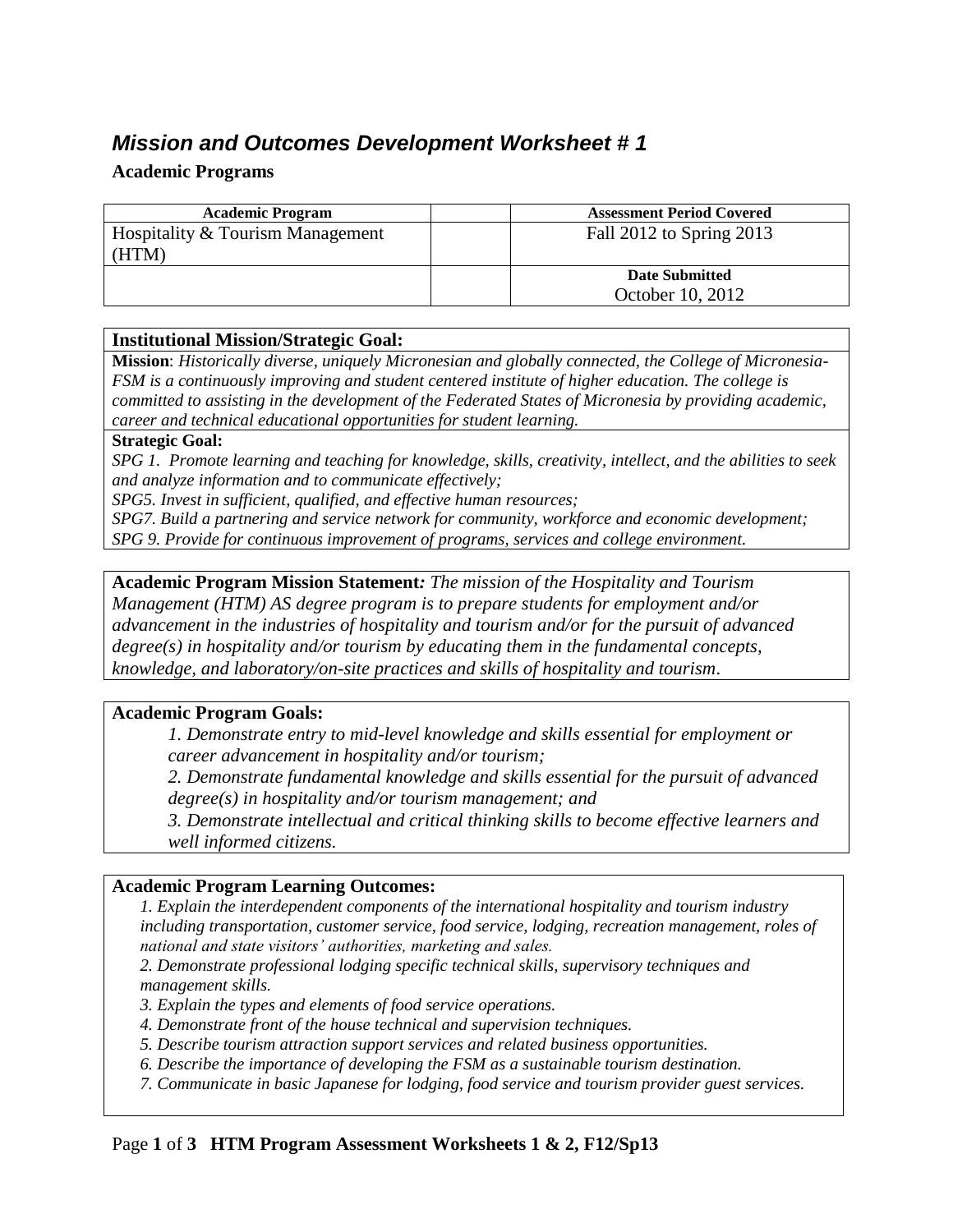## *Mission and Outcomes Development Worksheet # 1*

**Academic Programs**

| Academic Program | | Assessment Period Covered |
|---|---|---|
| Hospitality & Tourism Management (HTM) | | Fall 2012 to Spring 2013 |
| | | **Date Submitted** October 10, 2012 |

**Institutional Mission/Strategic Goal:**

**Mission**: *Historically diverse, uniquely Micronesian and globally connected, the College of Micronesia-FSM is a continuously improving and student centered institute of higher education. The college is committed to assisting in the development of the Federated States of Micronesia by providing academic, career and technical educational opportunities for student learning.*

**Strategic Goal:**

*SPG 1. Promote learning and teaching for knowledge, skills, creativity, intellect, and the abilities to seek and analyze information and to communicate effectively;*

*SPG5. Invest in sufficient, qualified, and effective human resources;*

*SPG7. Build a partnering and service network for community, workforce and economic development;*

*SPG 9. Provide for continuous improvement of programs, services and college environment.*

**Academic Program Mission Statement*:*** *The mission of the Hospitality and Tourism Management (HTM) AS degree program is to prepare students for employment and/or advancement in the industries of hospitality and tourism and/or for the pursuit of advanced degree(s) in hospitality and/or tourism by educating them in the fundamental concepts, knowledge, and laboratory/on-site practices and skills of hospitality and tourism*.

**Academic Program Goals:**

*1. Demonstrate entry to mid-level knowledge and skills essential for employment or career advancement in hospitality and/or tourism;*

*2. Demonstrate fundamental knowledge and skills essential for the pursuit of advanced degree(s) in hospitality and/or tourism management; and*

*3. Demonstrate intellectual and critical thinking skills to become effective learners and well informed citizens.*

**Academic Program Learning Outcomes:**

*1. Explain the interdependent components of the international hospitality and tourism industry including transportation, customer service, food service, lodging, recreation management, roles of national and state visitors' authorities, marketing and sales.*

*2. Demonstrate professional lodging specific technical skills, supervisory techniques and management skills.*

*3. Explain the types and elements of food service operations.*

*4. Demonstrate front of the house technical and supervision techniques.*

*5. Describe tourism attraction support services and related business opportunities.*

*6. Describe the importance of developing the FSM as a sustainable tourism destination.*

*7. Communicate in basic Japanese for lodging, food service and tourism provider guest services.*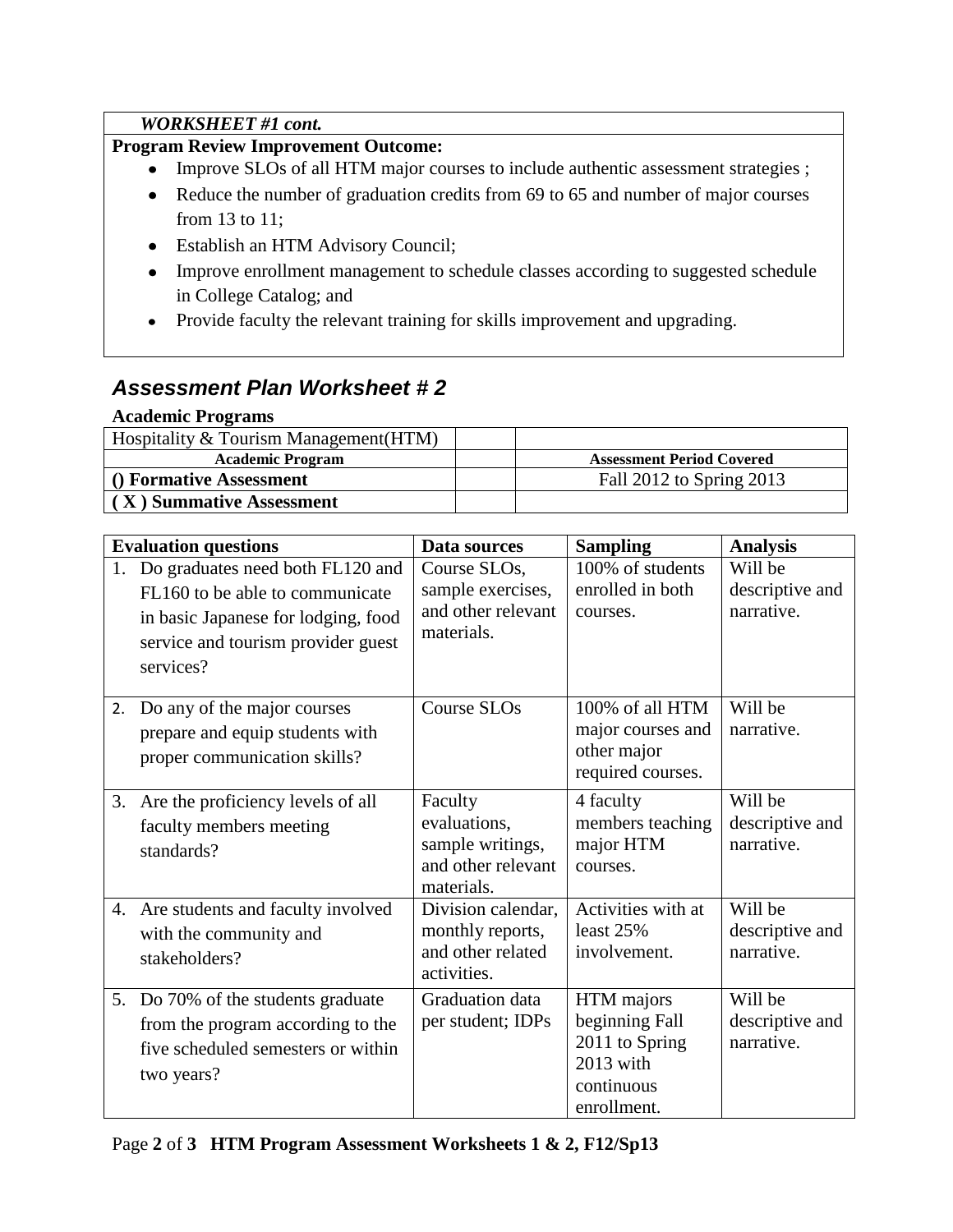***WORKSHEET #1 cont.***

**Program Review Improvement Outcome:**

- Improve SLOs of all HTM major courses to include authentic assessment strategies ;
- Reduce the number of graduation credits from 69 to 65 and number of major courses from 13 to 11;
- Establish an HTM Advisory Council;
- Improve enrollment management to schedule classes according to suggested schedule in College Catalog; and
- Provide faculty the relevant training for skills improvement and upgrading.

## *Assessment Plan Worksheet # 2*

**Academic Programs**

| | | |
|---|---|---|
| Hospitality & Tourism Management(HTM) | | |
| **Academic Program** | | **Assessment Period Covered** |
| **() Formative Assessment** | | Fall 2012 to Spring 2013 |
| **( X ) Summative Assessment** | | |

| **Evaluation questions** | **Data sources** | **Sampling** | **Analysis** |
|---|---|---|---|
| 1. Do graduates need both FL120 and FL160 to be able to communicate in basic Japanese for lodging, food service and tourism provider guest services? | Course SLOs, sample exercises, and other relevant materials. | 100% of students enrolled in both courses. | Will be descriptive and narrative. |
| 2. Do any of the major courses prepare and equip students with proper communication skills? | Course SLOs | 100% of all HTM major courses and other major required courses. | Will be narrative. |
| 3. Are the proficiency levels of all faculty members meeting standards? | Faculty evaluations, sample writings, and other relevant materials. | 4 faculty members teaching major HTM courses. | Will be descriptive and narrative. |
| 4. Are students and faculty involved with the community and stakeholders? | Division calendar, monthly reports, and other related activities. | Activities with at least 25% involvement. | Will be descriptive and narrative. |
| 5. Do 70% of the students graduate from the program according to the five scheduled semesters or within two years? | Graduation data per student; IDPs | HTM majors beginning Fall 2011 to Spring 2013 with continuous enrollment. | Will be descriptive and narrative. |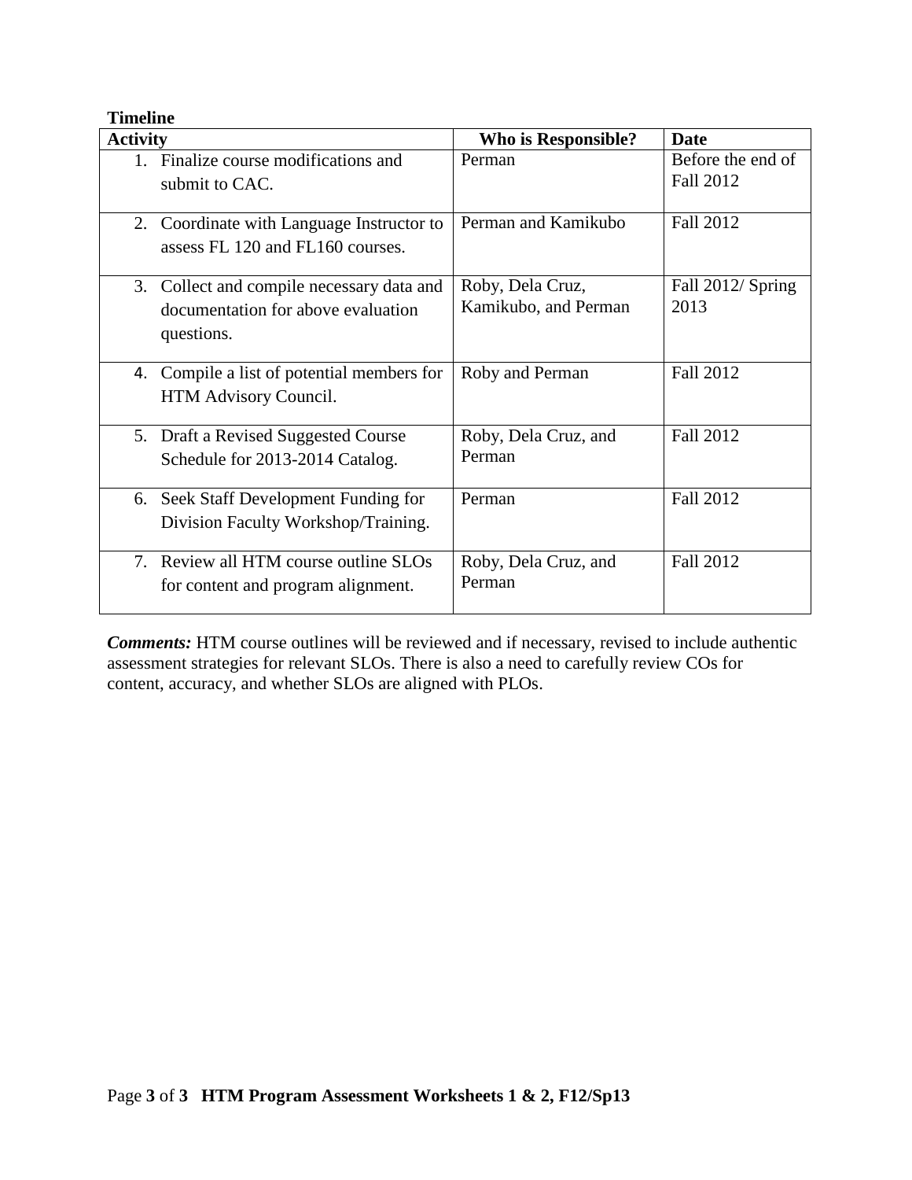**Timeline**

| Activity | Who is Responsible? | Date |
|---|---|---|
| 1. Finalize course modifications and submit to CAC. | Perman | Before the end of Fall 2012 |
| 2. Coordinate with Language Instructor to assess FL 120 and FL160 courses. | Perman and Kamikubo | Fall 2012 |
| 3. Collect and compile necessary data and documentation for above evaluation questions. | Roby, Dela Cruz, Kamikubo, and Perman | Fall 2012/ Spring 2013 |
| 4. Compile a list of potential members for HTM Advisory Council. | Roby and Perman | Fall 2012 |
| 5. Draft a Revised Suggested Course Schedule for 2013-2014 Catalog. | Roby, Dela Cruz, and Perman | Fall 2012 |
| 6. Seek Staff Development Funding for Division Faculty Workshop/Training. | Perman | Fall 2012 |
| 7. Review all HTM course outline SLOs for content and program alignment. | Roby, Dela Cruz, and Perman | Fall 2012 |

***Comments:*** HTM course outlines will be reviewed and if necessary, revised to include authentic assessment strategies for relevant SLOs. There is also a need to carefully review COs for content, accuracy, and whether SLOs are aligned with PLOs.